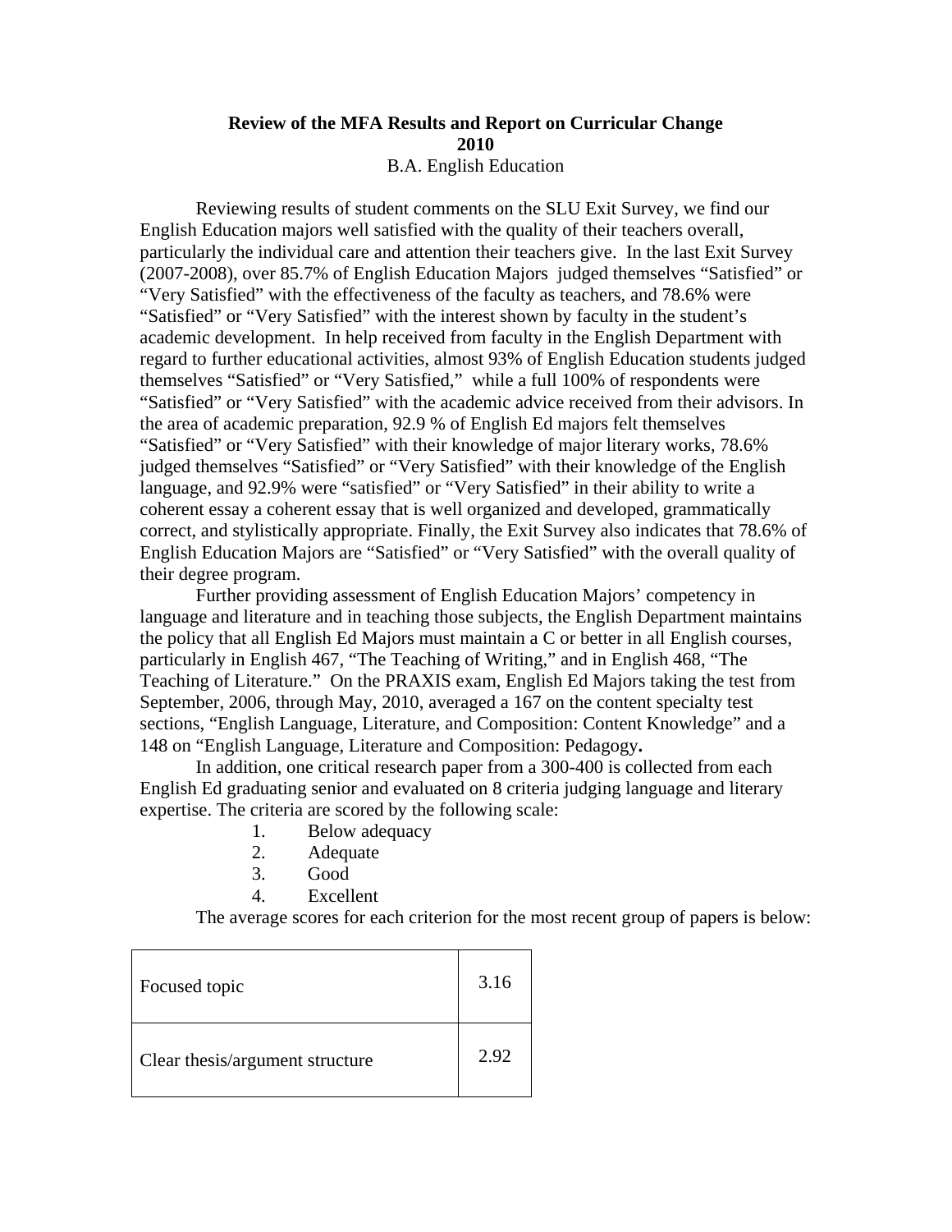**Review of the MFA Results and Report on Curricular Change**
**2010**
B.A. English Education

Reviewing results of student comments on the SLU Exit Survey, we find our English Education majors well satisfied with the quality of their teachers overall, particularly the individual care and attention their teachers give. In the last Exit Survey (2007-2008), over 85.7% of English Education Majors judged themselves "Satisfied" or "Very Satisfied" with the effectiveness of the faculty as teachers, and 78.6% were "Satisfied" or "Very Satisfied" with the interest shown by faculty in the student's academic development. In help received from faculty in the English Department with regard to further educational activities, almost 93% of English Education students judged themselves "Satisfied" or "Very Satisfied," while a full 100% of respondents were "Satisfied" or "Very Satisfied" with the academic advice received from their advisors. In the area of academic preparation, 92.9 % of English Ed majors felt themselves "Satisfied" or "Very Satisfied" with their knowledge of major literary works, 78.6% judged themselves "Satisfied" or "Very Satisfied" with their knowledge of the English language, and 92.9% were "satisfied" or "Very Satisfied" in their ability to write a coherent essay a coherent essay that is well organized and developed, grammatically correct, and stylistically appropriate. Finally, the Exit Survey also indicates that 78.6% of English Education Majors are "Satisfied" or "Very Satisfied" with the overall quality of their degree program.

Further providing assessment of English Education Majors' competency in language and literature and in teaching those subjects, the English Department maintains the policy that all English Ed Majors must maintain a C or better in all English courses, particularly in English 467, "The Teaching of Writing," and in English 468, "The Teaching of Literature." On the PRAXIS exam, English Ed Majors taking the test from September, 2006, through May, 2010, averaged a 167 on the content specialty test sections, "English Language, Literature, and Composition: Content Knowledge" and a 148 on "English Language, Literature and Composition: Pedagogy**.**

In addition, one critical research paper from a 300-400 is collected from each English Ed graduating senior and evaluated on 8 criteria judging language and literary expertise. The criteria are scored by the following scale:

1. Below adequacy
2. Adequate
3. Good
4. Excellent

The average scores for each criterion for the most recent group of papers is below:

| | |
|---|---|
| Focused topic | 3.16 |
| Clear thesis/argument structure | 2.92 |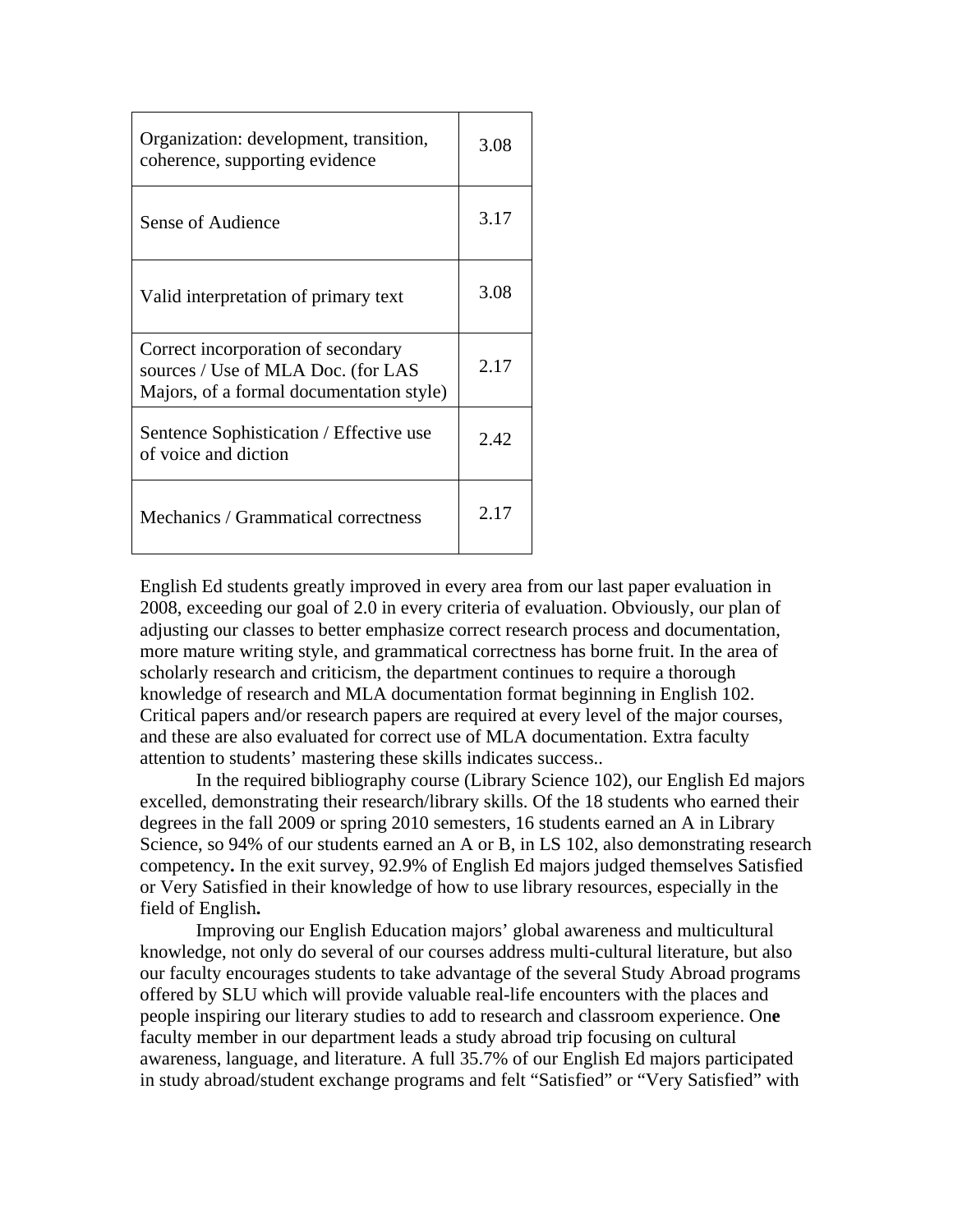| | |
|---|---|
| Organization: development, transition, coherence, supporting evidence | 3.08 |
| Sense of Audience | 3.17 |
| Valid interpretation of primary text | 3.08 |
| Correct incorporation of secondary sources / Use of MLA Doc. (for LAS Majors, of a formal documentation style) | 2.17 |
| Sentence Sophistication / Effective use of voice and diction | 2.42 |
| Mechanics / Grammatical correctness | 2.17 |

English Ed students greatly improved in every area from our last paper evaluation in 2008, exceeding our goal of 2.0 in every criteria of evaluation. Obviously, our plan of adjusting our classes to better emphasize correct research process and documentation, more mature writing style, and grammatical correctness has borne fruit. In the area of scholarly research and criticism, the department continues to require a thorough knowledge of research and MLA documentation format beginning in English 102. Critical papers and/or research papers are required at every level of the major courses, and these are also evaluated for correct use of MLA documentation. Extra faculty attention to students' mastering these skills indicates success..

In the required bibliography course (Library Science 102), our English Ed majors excelled, demonstrating their research/library skills. Of the 18 students who earned their degrees in the fall 2009 or spring 2010 semesters, 16 students earned an A in Library Science, so 94% of our students earned an A or B, in LS 102, also demonstrating research competency**.** In the exit survey, 92.9% of English Ed majors judged themselves Satisfied or Very Satisfied in their knowledge of how to use library resources, especially in the field of English**.**

Improving our English Education majors' global awareness and multicultural knowledge, not only do several of our courses address multi-cultural literature, but also our faculty encourages students to take advantage of the several Study Abroad programs offered by SLU which will provide valuable real-life encounters with the places and people inspiring our literary studies to add to research and classroom experience. On**e** faculty member in our department leads a study abroad trip focusing on cultural awareness, language, and literature. A full 35.7% of our English Ed majors participated in study abroad/student exchange programs and felt "Satisfied" or "Very Satisfied" with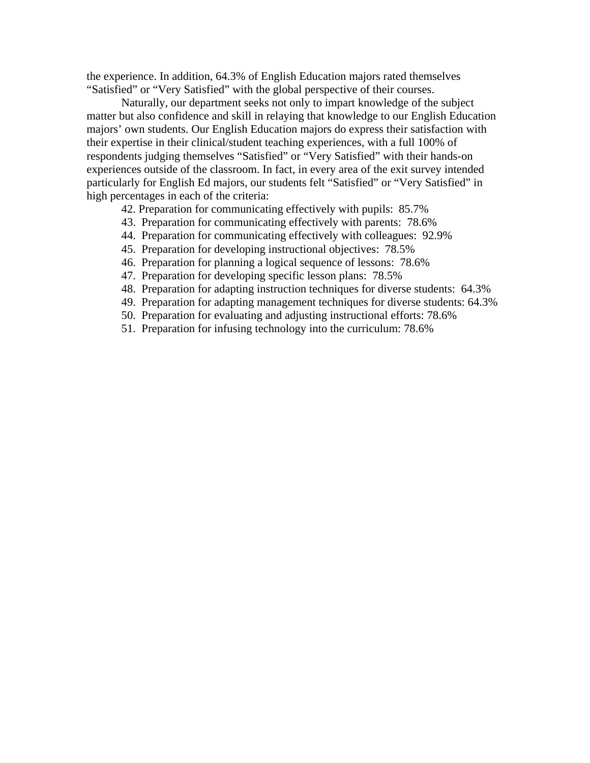the experience. In addition, 64.3% of English Education majors rated themselves "Satisfied" or "Very Satisfied" with the global perspective of their courses.

Naturally, our department seeks not only to impart knowledge of the subject matter but also confidence and skill in relaying that knowledge to our English Education majors' own students. Our English Education majors do express their satisfaction with their expertise in their clinical/student teaching experiences, with a full 100% of respondents judging themselves "Satisfied" or "Very Satisfied" with their hands-on experiences outside of the classroom. In fact, in every area of the exit survey intended particularly for English Ed majors, our students felt "Satisfied" or "Very Satisfied" in high percentages in each of the criteria:

42. Preparation for communicating effectively with pupils: 85.7%
43. Preparation for communicating effectively with parents: 78.6%
44. Preparation for communicating effectively with colleagues: 92.9%
45. Preparation for developing instructional objectives: 78.5%
46. Preparation for planning a logical sequence of lessons: 78.6%
47. Preparation for developing specific lesson plans: 78.5%
48. Preparation for adapting instruction techniques for diverse students: 64.3%
49. Preparation for adapting management techniques for diverse students: 64.3%
50. Preparation for evaluating and adjusting instructional efforts: 78.6%
51. Preparation for infusing technology into the curriculum: 78.6%